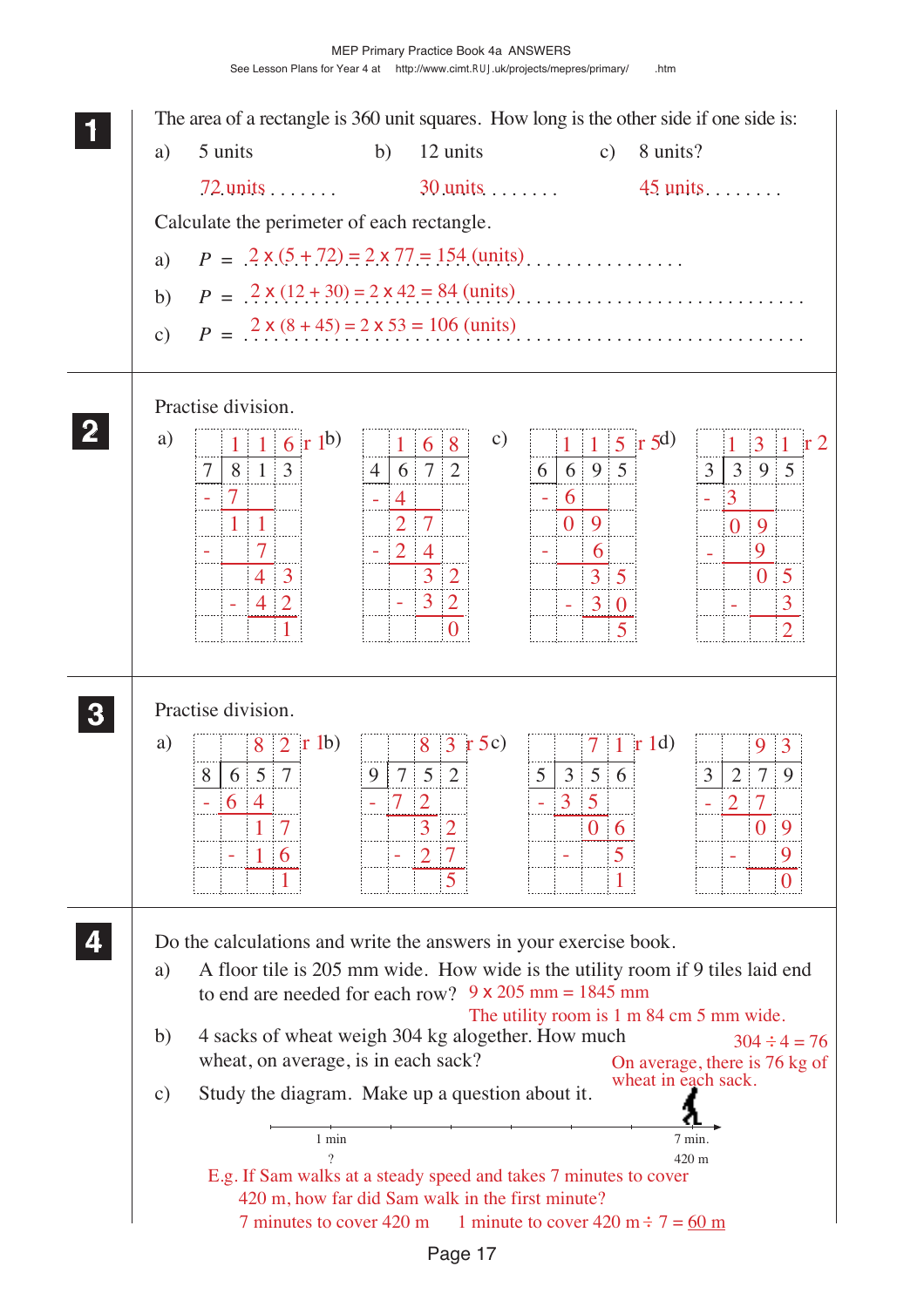## 1

The area of a rectangle is 360 unit squares. How long is the other side if one side is:

a) 5 units b) 12 units c) 8 units?

72 units ........ 30 units ........ 45 units ........

Calculate the perimeter of each rectangle.

a) $P$ = 2 x (5 + 72) = 2 x 77 = 154 (units)

b) $P$ = 2 x (12 + 30) = 2 x 42 = 84 (units)

c) $P$ = 2 x (8 + 45) = 2 x 53 = 106 (units)

## 2

Practise division.

a)
```
      1 1 6  r 1
  7 | 8 1 3
    - 7
      1 1
    -   7
        4 3
      - 4 2
          1
```

b)
```
      1 6 8
  4 | 6 7 2
    - 4
      2 7
    - 2 4
        3 2
      - 3 2
          0
```

c)
```
      1 1 5  r 5
  6 | 6 9 5
    - 6
      0 9
    -   6
        3 5
      - 3 0
          5
```

d)
```
      1 3 1  r 2
  3 | 3 9 5
    - 3
      0 9
    -   9
        0 5
      -   3
          2
```

## 3

Practise division.

a)
```
        8 2  r 1
  8 | 6 5 7
    - 6 4
        1 7
      - 1 6
          1
```

b)
```
        8 3  r 5
  9 | 7 5 2
    - 7 2
        3 2
      - 2 7
          5
```

c)
```
        7 1  r 1
  5 | 3 5 6
    - 3 5
        0 6
      -   5
          1
```

d)
```
        9 3
  3 | 2 7 9
    - 2 7
        0 9
      -   9
          0
```

## 4

Do the calculations and write the answers in your exercise book.

a) A floor tile is 205 mm wide. How wide is the utility room if 9 tiles laid end to end are needed for each row? 9 x 205 mm = 1845 mm

The utility room is 1 m 84 cm 5 mm wide.

b) 4 sacks of wheat weigh 304 kg alogether. How much wheat, on average, is in each sack?

304 ÷ 4 = 76

On average, there is 76 kg of wheat in each sack.

c) Study the diagram. Make up a question about it.

1 min ... 7 min.

? ... 420 m

E.g. If Sam walks at a steady speed and takes 7 minutes to cover 420 m, how far did Sam walk in the first minute?

7 minutes to cover 420 m 1 minute to cover 420 m ÷ 7 = 60 m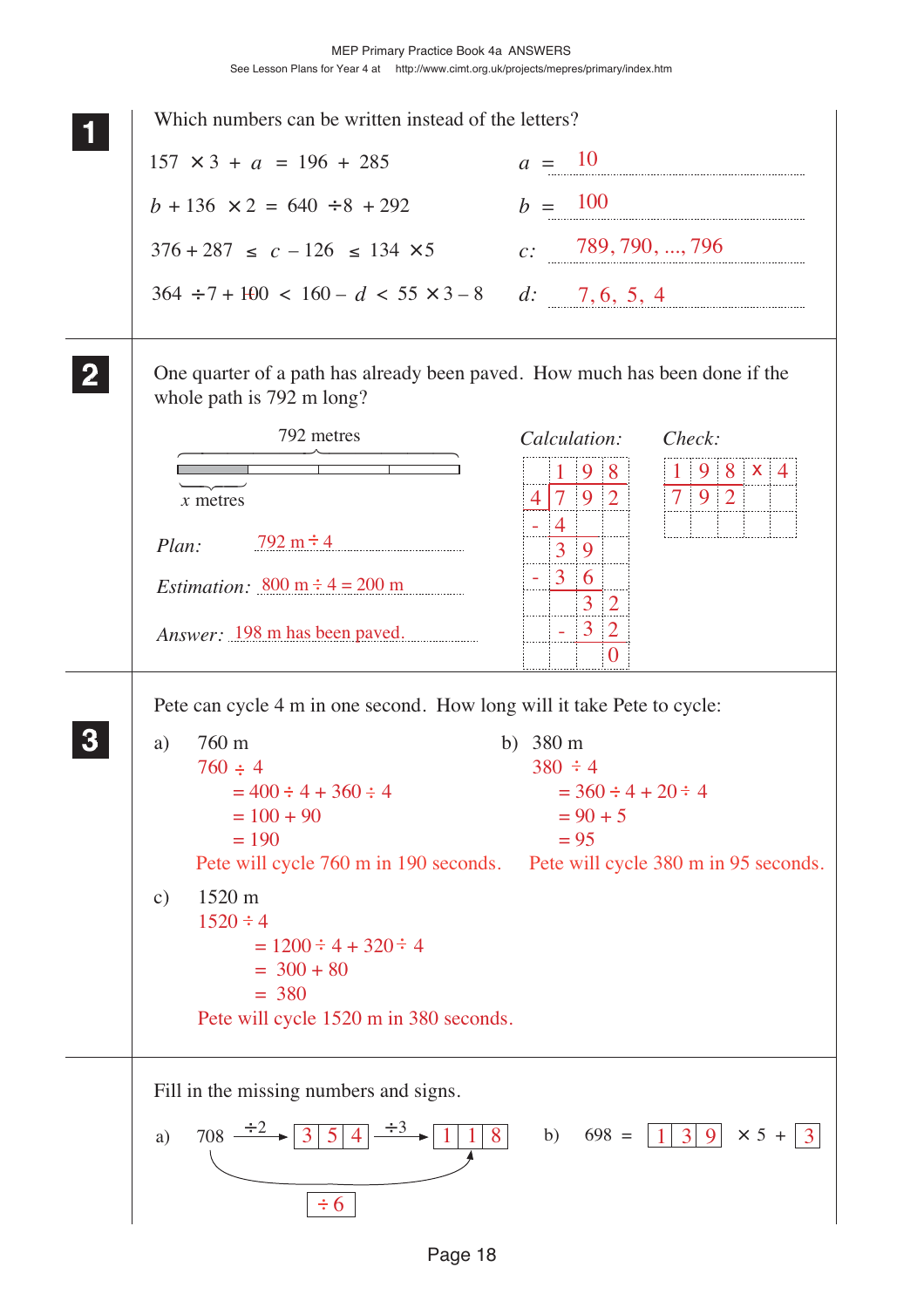**1** Which numbers can be written instead of the letters?

$157 \times 3 + a = 196 + 285$ $a$ = 10

$b + 136 \times 2 = 640 \div 8 + 292$ $b$ = 100

$376 + 287 \le c - 126 \le 134 \times 5$ $c$: 789, 790, ..., 796

$364 \div 7 + 100 < 160 - d < 55 \times 3 - 8$ $d$: 7, 6, 5, 4

**2** One quarter of a path has already been paved. How much has been done if the whole path is 792 m long?

792 metres

$x$ metres

*Plan:* 792 m ÷ 4

*Estimation:* 800 m ÷ 4 = 200 m

*Answer:* 198 m has been paved.

*Calculation:*

```
    1 9 8
4 | 7 9 2
  - 4
    3 9
  - 3 6
      3 2
    - 3 2
        0
```

*Check:*

```
1 9 8 × 4
7 9 2
```

**3** Pete can cycle 4 m in one second. How long will it take Pete to cycle:

a) 760 m

760 ÷ 4
= 400 ÷ 4 + 360 ÷ 4
= 100 + 90
= 190

Pete will cycle 760 m in 190 seconds.

b) 380 m

380 ÷ 4
= 360 ÷ 4 + 20 ÷ 4
= 90 + 5
= 95

Pete will cycle 380 m in 95 seconds.

c) 1520 m

1520 ÷ 4
= 1200 ÷ 4 + 320 ÷ 4
= 300 + 80
= 380

Pete will cycle 1520 m in 380 seconds.

Fill in the missing numbers and signs.

a) 708 —÷2→ 354 —÷3→ 118 ; 708 —÷6→ 118

b) 698 = 139 × 5 + 3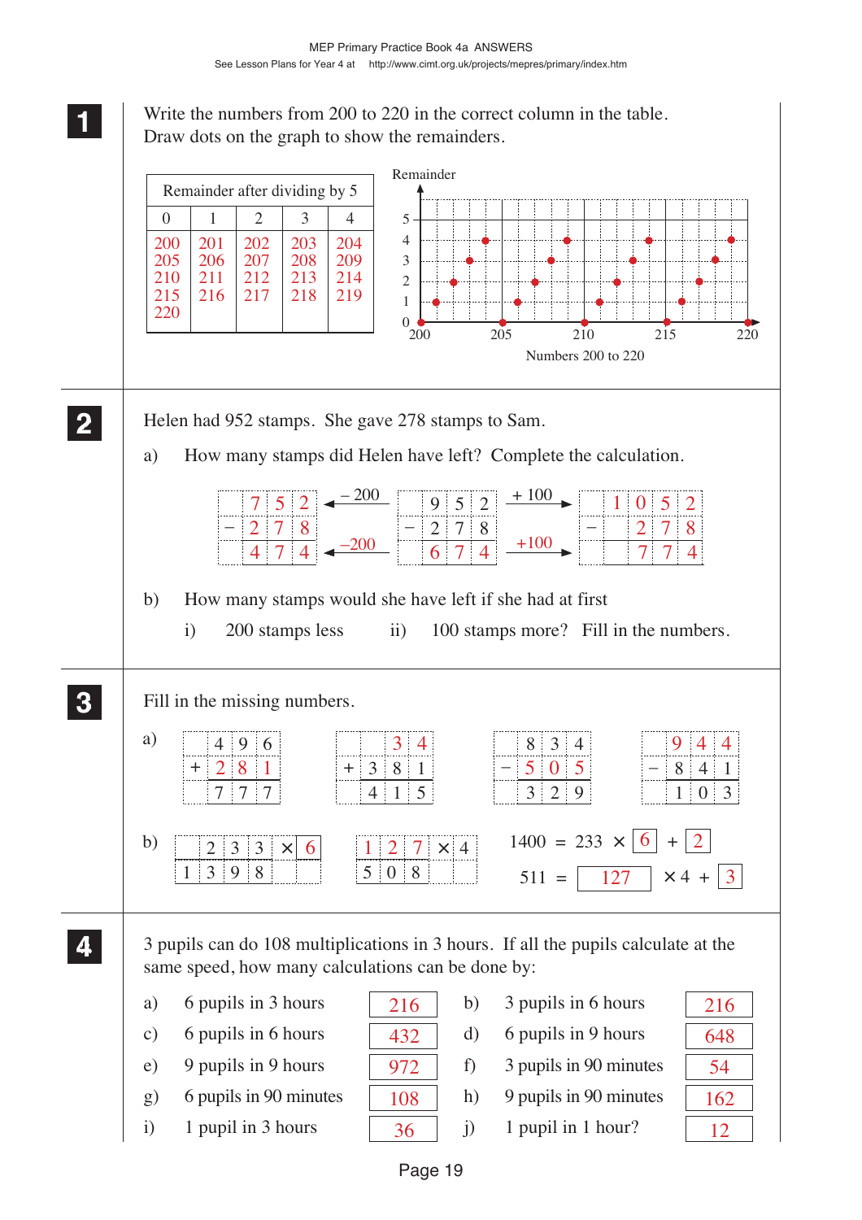**1**

Write the numbers from 200 to 220 in the correct column in the table.
Draw dots on the graph to show the remainders.

| Remainder after dividing by 5 | | | | |
|---|---|---|---|---|
| 0 | 1 | 2 | 3 | 4 |
| 200 | 201 | 202 | 203 | 204 |
| 205 | 206 | 207 | 208 | 209 |
| 210 | 211 | 212 | 213 | 214 |
| 215 | 216 | 217 | 218 | 219 |
| 220 | | | | |

Remainder (0–5) vs Numbers 200 to 220: dots at remainder 0 for 200, 205, 210, 215, 220; remainder 1 for 201, 206, 211, 216; remainder 2 for 202, 207, 212, 217; remainder 3 for 203, 208, 213, 218; remainder 4 for 204, 209, 214, 219.

**2**

Helen had 952 stamps. She gave 278 stamps to Sam.

a) How many stamps did Helen have left? Complete the calculation.

$$\begin{array}{r} 752 \\ -\ 278 \\ \hline 474 \end{array} \xleftarrow{-200} \begin{array}{r} 952 \\ -\ 278 \\ \hline 674 \end{array} \xrightarrow{+100} \begin{array}{r} 1052 \\ -\ 278 \\ \hline 774 \end{array}$$

b) How many stamps would she have left if she had at first

i) 200 stamps less ii) 100 stamps more? Fill in the numbers.

**3**

Fill in the missing numbers.

a)

$$\begin{array}{r} 496 \\ +\ 281 \\ \hline 777 \end{array} \qquad \begin{array}{r} 34 \\ +\ 381 \\ \hline 415 \end{array} \qquad \begin{array}{r} 834 \\ -\ 505 \\ \hline 329 \end{array} \qquad \begin{array}{r} 944 \\ -\ 841 \\ \hline 103 \end{array}$$

b)

$233 \times 6 = 1398$ $\qquad$ $127 \times 4 = 508$

$1400 = 233 \times 6 + 2$

$511 = 127 \times 4 + 3$

**4**

3 pupils can do 108 multiplications in 3 hours. If all the pupils calculate at the same speed, how many calculations can be done by:

a) 6 pupils in 3 hours **216**

b) 3 pupils in 6 hours **216**

c) 6 pupils in 6 hours **432**

d) 6 pupils in 9 hours **648**

e) 9 pupils in 9 hours **972**

f) 3 pupils in 90 minutes **54**

g) 6 pupils in 90 minutes **108**

h) 9 pupils in 90 minutes **162**

i) 1 pupil in 3 hours **36**

j) 1 pupil in 1 hour? **12**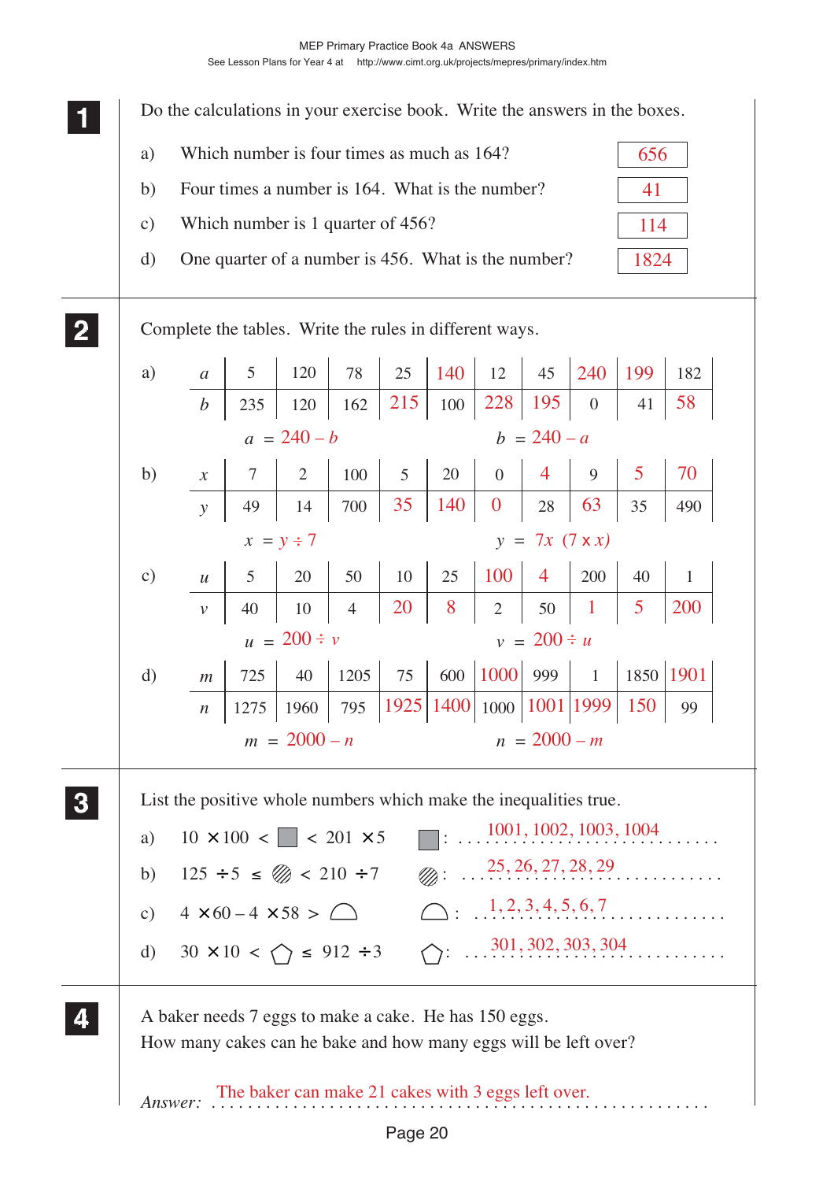**1** Do the calculations in your exercise book. Write the answers in the boxes.

a) Which number is four times as much as 164? **656**

b) Four times a number is 164. What is the number? **41**

c) Which number is 1 quarter of 456? **114**

d) One quarter of a number is 456. What is the number? **1824**

---

**2** Complete the tables. Write the rules in different ways.

a)

| $a$ | 5 | 120 | 78 | 25 | 140 | 12 | 45 | 240 | 199 | 182 |
|---|---|---|---|---|---|---|---|---|---|---|
| $b$ | 235 | 120 | 162 | 215 | 100 | 228 | 195 | 0 | 41 | 58 |

$a = 240 - b$ $\quad$ $b = 240 - a$

b)

| $x$ | 7 | 2 | 100 | 5 | 20 | 0 | 4 | 9 | 5 | 70 |
|---|---|---|---|---|---|---|---|---|---|---|
| $y$ | 49 | 14 | 700 | 35 | 140 | 0 | 28 | 63 | 35 | 490 |

$x = y \div 7$ $\quad$ $y = 7x$ $(7 \times x)$

c)

| $u$ | 5 | 20 | 50 | 10 | 25 | 100 | 4 | 200 | 40 | 1 |
|---|---|---|---|---|---|---|---|---|---|---|
| $v$ | 40 | 10 | 4 | 20 | 8 | 2 | 50 | 1 | 5 | 200 |

$u = 200 \div v$ $\quad$ $v = 200 \div u$

d)

| $m$ | 725 | 40 | 1205 | 75 | 600 | 1000 | 999 | 1 | 1850 | 1901 |
|---|---|---|---|---|---|---|---|---|---|---|
| $n$ | 1275 | 1960 | 795 | 1925 | 1400 | 1000 | 1001 | 1999 | 150 | 99 |

$m = 2000 - n$ $\quad$ $n = 2000 - m$

---

**3** List the positive whole numbers which make the inequalities true.

a) $10 \times 100 <$ ■ $< 201 \times 5$ ■: 1001, 1002, 1003, 1004

b) $125 \div 5 \leq$ ▨ $< 210 \div 7$ ▨: 25, 26, 27, 28, 29

c) $4 \times 60 - 4 \times 58 >$ ◠ ◠: 1, 2, 3, 4, 5, 6, 7

d) $30 \times 10 <$ ⬠ $\leq 912 \div 3$ ⬠: 301, 302, 303, 304

---

**4** A baker needs 7 eggs to make a cake. He has 150 eggs.
How many cakes can he bake and how many eggs will be left over?

*Answer:* The baker can make 21 cakes with 3 eggs left over.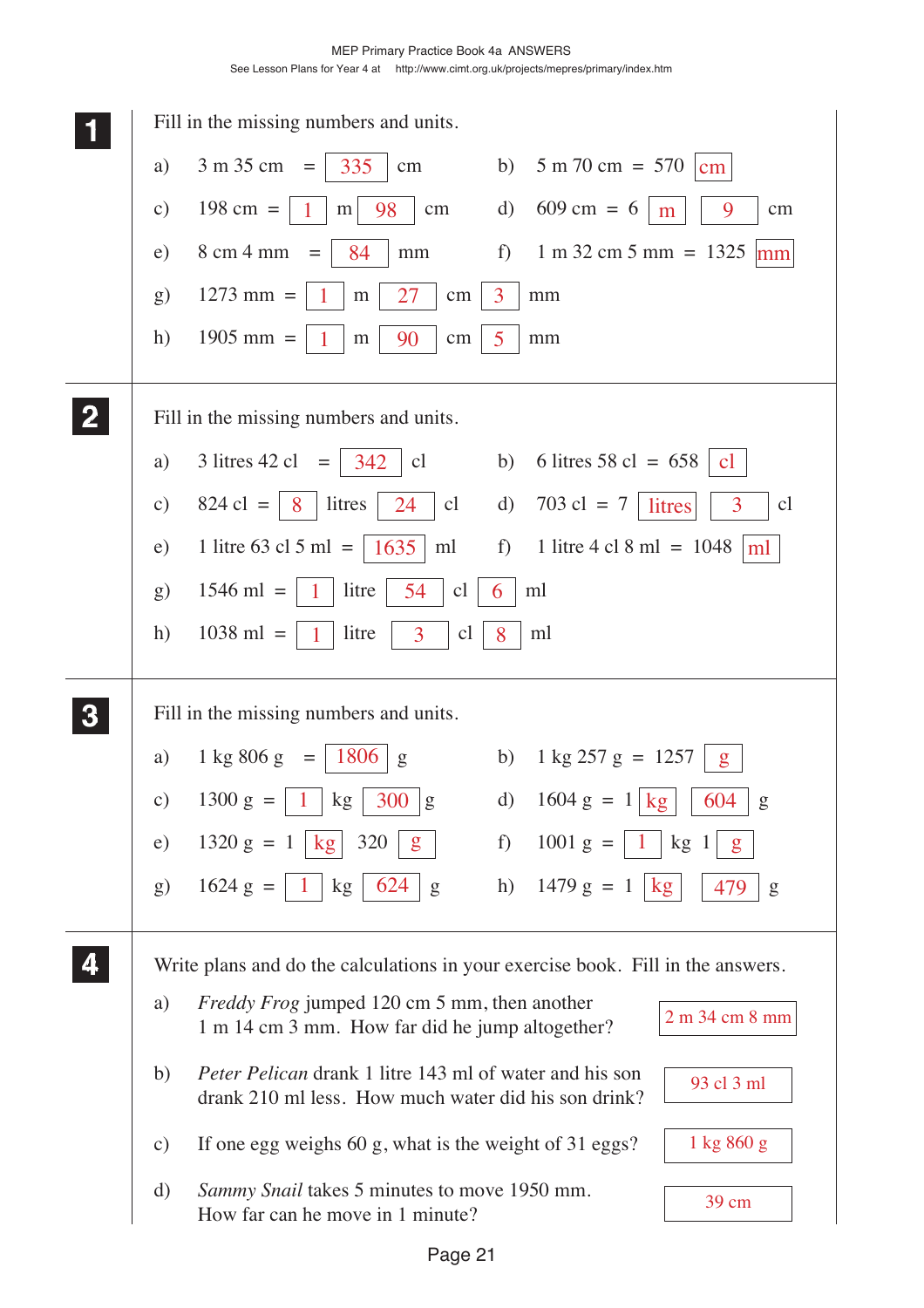## 1

Fill in the missing numbers and units.

a) 3 m 35 cm = 335 cm

b) 5 m 70 cm = 570 cm

c) 198 cm = 1 m 98 cm

d) 609 cm = 6 m 9 cm

e) 8 cm 4 mm = 84 mm

f) 1 m 32 cm 5 mm = 1325 mm

g) 1273 mm = 1 m 27 cm 3 mm

h) 1905 mm = 1 m 90 cm 5 mm

## 2

Fill in the missing numbers and units.

a) 3 litres 42 cl = 342 cl

b) 6 litres 58 cl = 658 cl

c) 824 cl = 8 litres 24 cl

d) 703 cl = 7 litres 3 cl

e) 1 litre 63 cl 5 ml = 1635 ml

f) 1 litre 4 cl 8 ml = 1048 ml

g) 1546 ml = 1 litre 54 cl 6 ml

h) 1038 ml = 1 litre 3 cl 8 ml

## 3

Fill in the missing numbers and units.

a) 1 kg 806 g = 1806 g

b) 1 kg 257 g = 1257 g

c) 1300 g = 1 kg 300 g

d) 1604 g = 1 kg 604 g

e) 1320 g = 1 kg 320 g

f) 1001 g = 1 kg 1 g

g) 1624 g = 1 kg 624 g

h) 1479 g = 1 kg 479 g

## 4

Write plans and do the calculations in your exercise book. Fill in the answers.

a) *Freddy Frog* jumped 120 cm 5 mm, then another 1 m 14 cm 3 mm. How far did he jump altogether? **2 m 34 cm 8 mm**

b) *Peter Pelican* drank 1 litre 143 ml of water and his son drank 210 ml less. How much water did his son drink? **93 cl 3 ml**

c) If one egg weighs 60 g, what is the weight of 31 eggs? **1 kg 860 g**

d) *Sammy Snail* takes 5 minutes to move 1950 mm. How far can he move in 1 minute? **39 cm**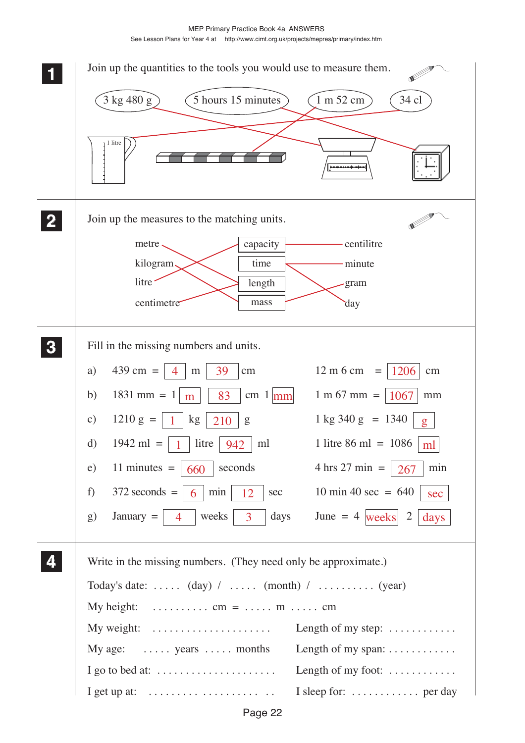MEP Primary Practice Book 4a ANSWERS

See Lesson Plans for Year 4 at http://www.cimt.org.uk/projects/mepres/primary/index.htm

**1** Join up the quantities to the tools you would use to measure them.

3 kg 480 g — 5 hours 15 minutes — 1 m 52 cm — 34 cl

1 litre

**2** Join up the measures to the matching units.

| | | |
|---|---|---|
| metre | capacity | centilitre |
| kilogram | time | minute |
| litre | length | gram |
| centimetre | mass | day |

**3** Fill in the missing numbers and units.

a) 439 cm = 4 m 39 cm    12 m 6 cm = 1206 cm

b) 1831 mm = 1 m 83 cm 1 mm    1 m 67 mm = 1067 mm

c) 1210 g = 1 kg 210 g    1 kg 340 g = 1340 g

d) 1942 ml = 1 litre 942 ml    1 litre 86 ml = 1086 ml

e) 11 minutes = 660 seconds    4 hrs 27 min = 267 min

f) 372 seconds = 6 min 12 sec    10 min 40 sec = 640 sec

g) January = 4 weeks 3 days    June = 4 weeks 2 days

**4** Write in the missing numbers. (They need only be approximate.)

Today's date: . . . . . (day) / . . . . . (month) / . . . . . . . . . . (year)

My height: . . . . . . . . . . cm = . . . . . m . . . . . cm

My weight: . . . . . . . . . . . . . . . . . . . . .    Length of my step: . . . . . . . . . . . .

My age: . . . . . years . . . . . months    Length of my span: . . . . . . . . . . . .

I go to bed at: . . . . . . . . . . . . . . . . . . . . .    Length of my foot: . . . . . . . . . . . .

I get up at: . . . . . . . . . . . . . . . . . . . . .    I sleep for: . . . . . . . . . . . . per day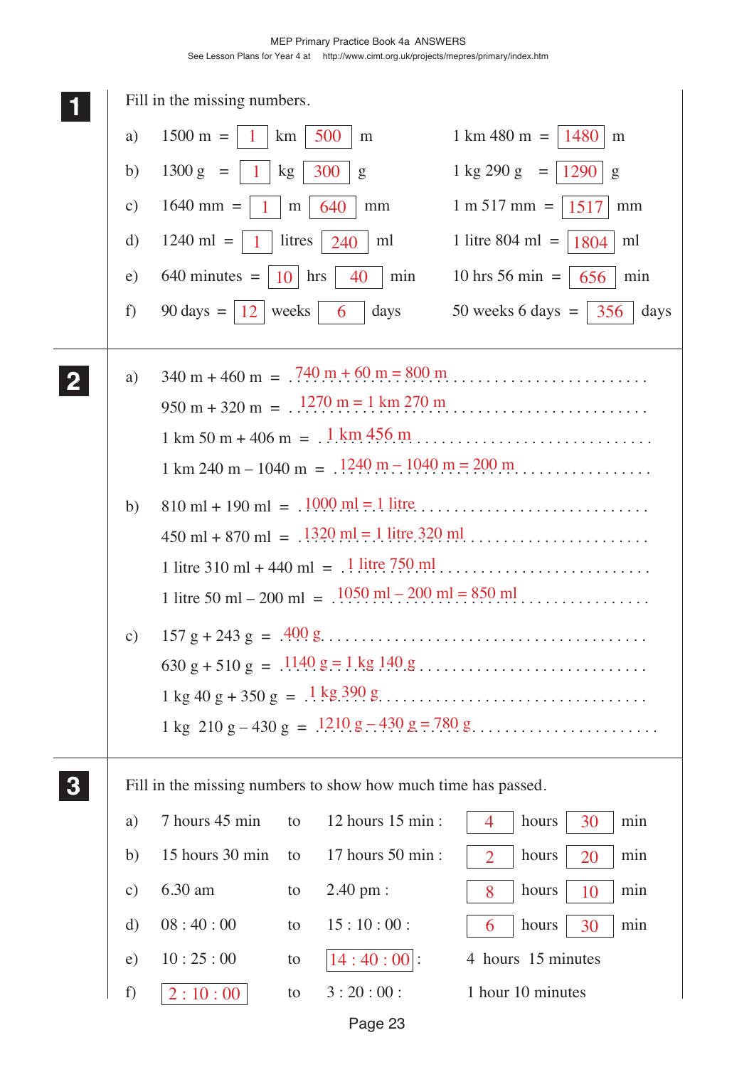MEP Primary Practice Book 4a ANSWERS

See Lesson Plans for Year 4 at http://www.cimt.org.uk/projects/mepres/primary/index.htm

## 1

Fill in the missing numbers.

a) 1500 m = [ 1 ] km [ 500 ] m  1 km 480 m = [ 1480 ] m

b) 1300 g = [ 1 ] kg [ 300 ] g  1 kg 290 g = [ 1290 ] g

c) 1640 mm = [ 1 ] m [ 640 ] mm  1 m 517 mm = [ 1517 ] mm

d) 1240 ml = [ 1 ] litres [ 240 ] ml  1 litre 804 ml = [ 1804 ] ml

e) 640 minutes = [ 10 ] hrs [ 40 ] min  10 hrs 56 min = [ 656 ] min

f) 90 days = [ 12 ] weeks [ 6 ] days  50 weeks 6 days = [ 356 ] days

## 2

a) 340 m + 460 m = 740 m + 60 m = 800 m

950 m + 320 m = 1270 m = 1 km 270 m

1 km 50 m + 406 m = 1 km 456 m

1 km 240 m – 1040 m = 1240 m – 1040 m = 200 m

b) 810 ml + 190 ml = 1000 ml = 1 litre

450 ml + 870 ml = 1320 ml = 1 litre 320 ml

1 litre 310 ml + 440 ml = 1 litre 750 ml

1 litre 50 ml – 200 ml = 1050 ml – 200 ml = 850 ml

c) 157 g + 243 g = 400 g

630 g + 510 g = 1140 g = 1 kg 140 g

1 kg 40 g + 350 g = 1 kg 390 g

1 kg 210 g – 430 g = 1210 g – 430 g = 780 g

## 3

Fill in the missing numbers to show how much time has passed.

a) 7 hours 45 min to 12 hours 15 min : [ 4 ] hours [ 30 ] min

b) 15 hours 30 min to 17 hours 50 min : [ 2 ] hours [ 20 ] min

c) 6.30 am to 2.40 pm : [ 8 ] hours [ 10 ] min

d) 08 : 40 : 00 to 15 : 10 : 00 : [ 6 ] hours [ 30 ] min

e) 10 : 25 : 00 to [ 14 : 40 : 00 ] : 4 hours 15 minutes

f) [ 2 : 10 : 00 ] to 3 : 20 : 00 : 1 hour 10 minutes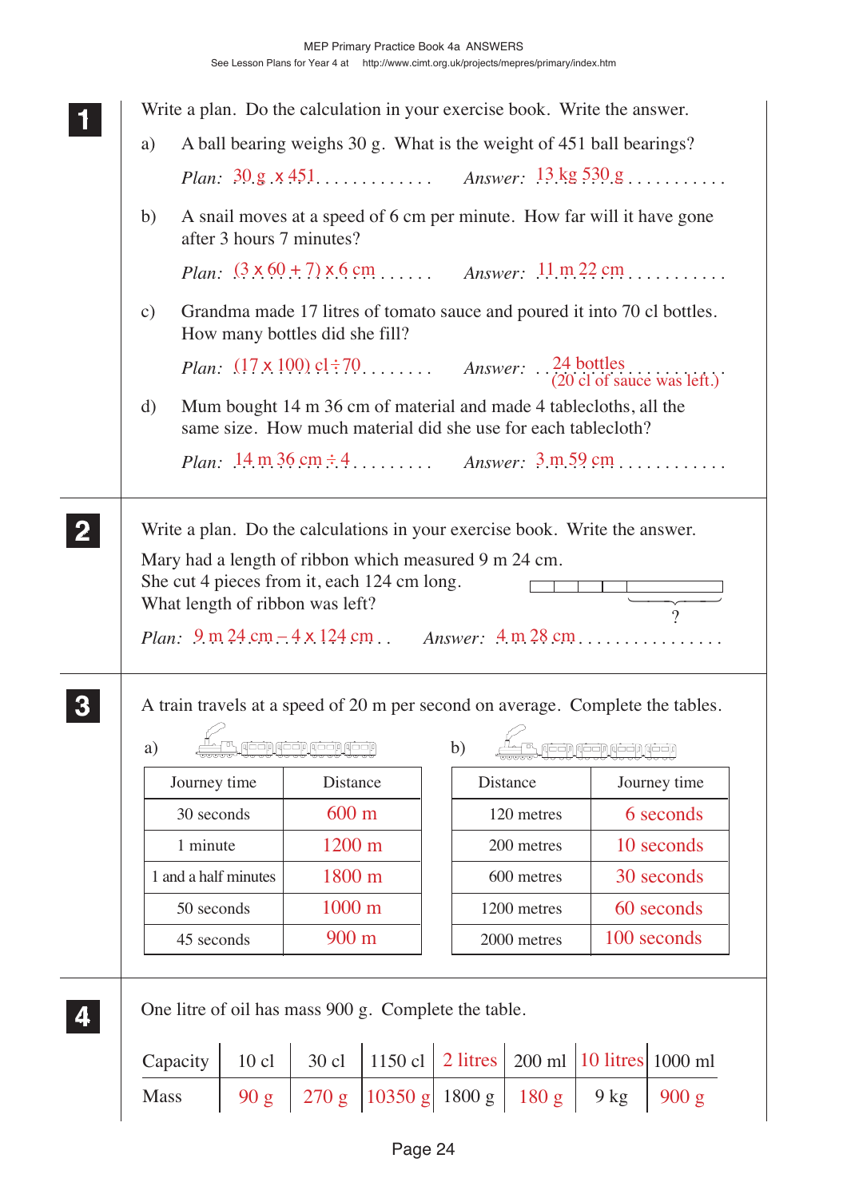MEP Primary Practice Book 4a ANSWERS
See Lesson Plans for Year 4 at http://www.cimt.org.uk/projects/mepres/primary/index.htm

**1** Write a plan. Do the calculation in your exercise book. Write the answer.

a) A ball bearing weighs 30 g. What is the weight of 451 ball bearings?

*Plan:* 30 g x 451 ............ *Answer:* 13 kg 530 g ..........

b) A snail moves at a speed of 6 cm per minute. How far will it have gone after 3 hours 7 minutes?

*Plan:* (3 x 60 + 7) x 6 cm ...... *Answer:* 11 m 22 cm ..........

c) Grandma made 17 litres of tomato sauce and poured it into 70 cl bottles. How many bottles did she fill?

*Plan:* (17 x 100) cl ÷ 70 ....... *Answer:* 24 bottles (20 cl of sauce was left.)

d) Mum bought 14 m 36 cm of material and made 4 tablecloths, all the same size. How much material did she use for each tablecloth?

*Plan:* 14 m 36 cm ÷ 4 ......... *Answer:* 3 m 59 cm ...........

**2** Write a plan. Do the calculations in your exercise book. Write the answer.

Mary had a length of ribbon which measured 9 m 24 cm.
She cut 4 pieces from it, each 124 cm long.
What length of ribbon was left?

*Plan:* 9 m 24 cm – 4 x 124 cm .. *Answer:* 4 m 28 cm ...............

**3** A train travels at a speed of 20 m per second on average. Complete the tables.

a)

| Journey time | Distance |
|---|---|
| 30 seconds | 600 m |
| 1 minute | 1200 m |
| 1 and a half minutes | 1800 m |
| 50 seconds | 1000 m |
| 45 seconds | 900 m |

b)

| Distance | Journey time |
|---|---|
| 120 metres | 6 seconds |
| 200 metres | 10 seconds |
| 600 metres | 30 seconds |
| 1200 metres | 60 seconds |
| 2000 metres | 100 seconds |

**4** One litre of oil has mass 900 g. Complete the table.

| Capacity | 10 cl | 30 cl | 1150 cl | 2 litres | 200 ml | 10 litres | 1000 ml |
|---|---|---|---|---|---|---|---|
| Mass | 90 g | 270 g | 10350 g | 1800 g | 180 g | 9 kg | 900 g |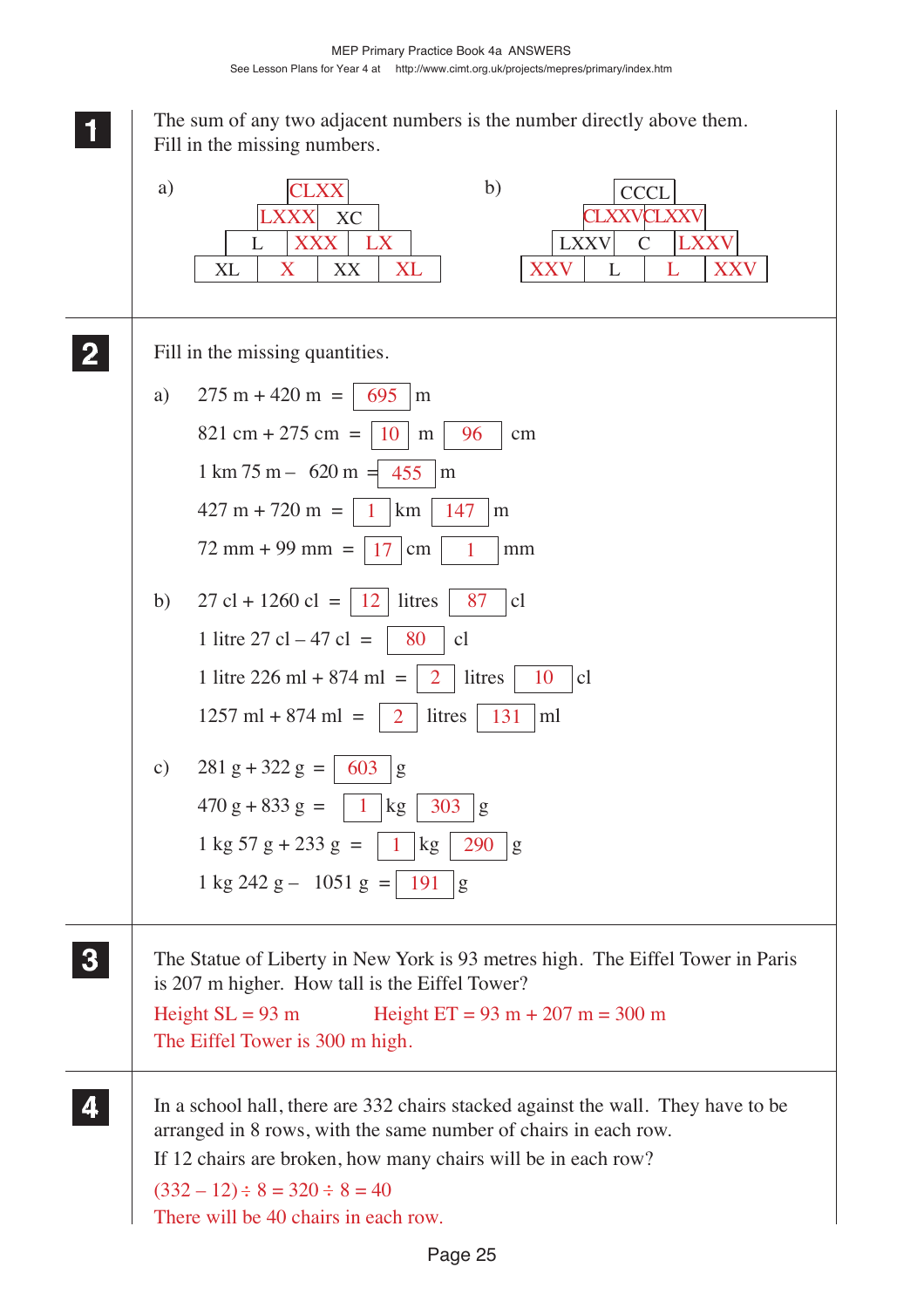**1** The sum of any two adjacent numbers is the number directly above them. Fill in the missing numbers.

a)

| | | | | | | |
|---|---|---|---|---|---|---|
| | | | CLXX | | | |
| | | LXXX | | XC | | |
| | L | | XXX | | LX | |
| XL | | X | | XX | | XL |

b)

| | | | | | | |
|---|---|---|---|---|---|---|
| | | | CCCL | | | |
| | | CLXXV | | CLXXV | | |
| | LXXV | | C | | LXXV | |
| XXV | | L | | L | | XXV |

**2** Fill in the missing quantities.

a) 275 m + 420 m = 695 m

821 cm + 275 cm = 10 m 96 cm

1 km 75 m – 620 m = 455 m

427 m + 720 m = 1 km 147 m

72 mm + 99 mm = 17 cm 1 mm

b) 27 cl + 1260 cl = 12 litres 87 cl

1 litre 27 cl – 47 cl = 80 cl

1 litre 226 ml + 874 ml = 2 litres 10 cl

1257 ml + 874 ml = 2 litres 131 ml

c) 281 g + 322 g = 603 g

470 g + 833 g = 1 kg 303 g

1 kg 57 g + 233 g = 1 kg 290 g

1 kg 242 g – 1051 g = 191 g

**3** The Statue of Liberty in New York is 93 metres high. The Eiffel Tower in Paris is 207 m higher. How tall is the Eiffel Tower?

Height SL = 93 m    Height ET = 93 m + 207 m = 300 m

The Eiffel Tower is 300 m high.

**4** In a school hall, there are 332 chairs stacked against the wall. They have to be arranged in 8 rows, with the same number of chairs in each row.

If 12 chairs are broken, how many chairs will be in each row?

$(332 - 12) \div 8 = 320 \div 8 = 40$

There will be 40 chairs in each row.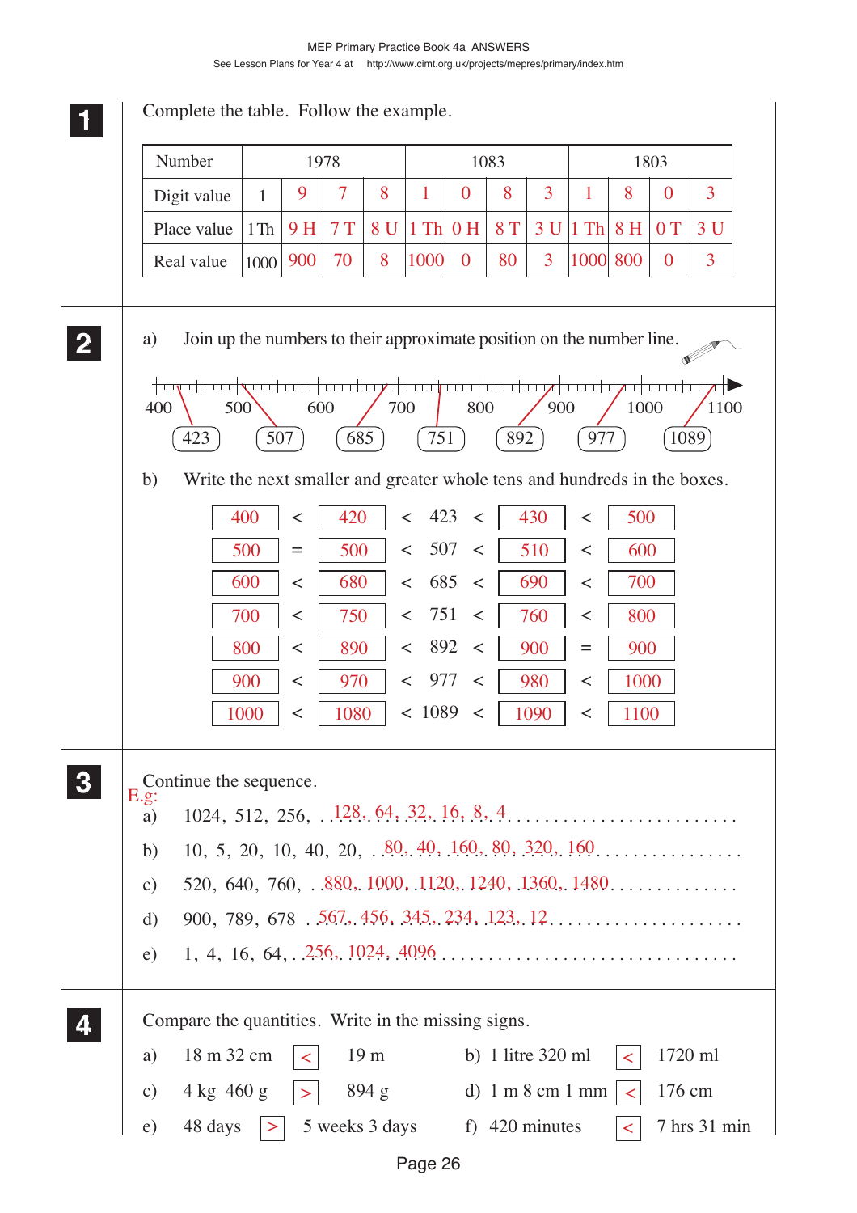MEP Primary Practice Book 4a ANSWERS

See Lesson Plans for Year 4 at http://www.cimt.org.uk/projects/mepres/primary/index.htm

## 1

Complete the table. Follow the example.

| Number | 1978 | | | | 1083 | | | | 1803 | | | |
|---|---|---|---|---|---|---|---|---|---|---|---|---|
| Digit value | 1 | 9 | 7 | 8 | 1 | 0 | 8 | 3 | 1 | 8 | 0 | 3 |
| Place value | 1 Th | 9 H | 7 T | 8 U | 1 Th | 0 H | 8 T | 3 U | 1 Th | 8 H | 0 T | 3 U |
| Real value | 1000 | 900 | 70 | 8 | 1000 | 0 | 80 | 3 | 1000 | 800 | 0 | 3 |

## 2

a) Join up the numbers to their approximate position on the number line.

Number line: 400, 500, 600, 700, 800, 900, 1000, 1100

Numbers: 423, 507, 685, 751, 892, 977, 1089

b) Write the next smaller and greater whole tens and hundreds in the boxes.

| | | | | | | | | |
|---|---|---|---|---|---|---|---|---|
| 400 | < | 420 | < | 423 | < | 430 | < | 500 |
| 500 | = | 500 | < | 507 | < | 510 | < | 600 |
| 600 | < | 680 | < | 685 | < | 690 | < | 700 |
| 700 | < | 750 | < | 751 | < | 760 | < | 800 |
| 800 | < | 890 | < | 892 | < | 900 | = | 900 |
| 900 | < | 970 | < | 977 | < | 980 | < | 1000 |
| 1000 | < | 1080 | < | 1089 | < | 1090 | < | 1100 |

## 3

Continue the sequence.

E.g:

a) 1024, 512, 256, 128, 64, 32, 16, 8, 4

b) 10, 5, 20, 10, 40, 20, 80, 40, 160, 80, 320, 160

c) 520, 640, 760, 880, 1000, 1120, 1240, 1360, 1480

d) 900, 789, 678, 567, 456, 345, 234, 123, 12

e) 1, 4, 16, 64, 256, 1024, 4096

## 4

Compare the quantities. Write in the missing signs.

a) 18 m 32 cm < 19 m

b) 1 litre 320 ml < 1720 ml

c) 4 kg 460 g > 894 g

d) 1 m 8 cm 1 mm < 176 cm

e) 48 days > 5 weeks 3 days

f) 420 minutes < 7 hrs 31 min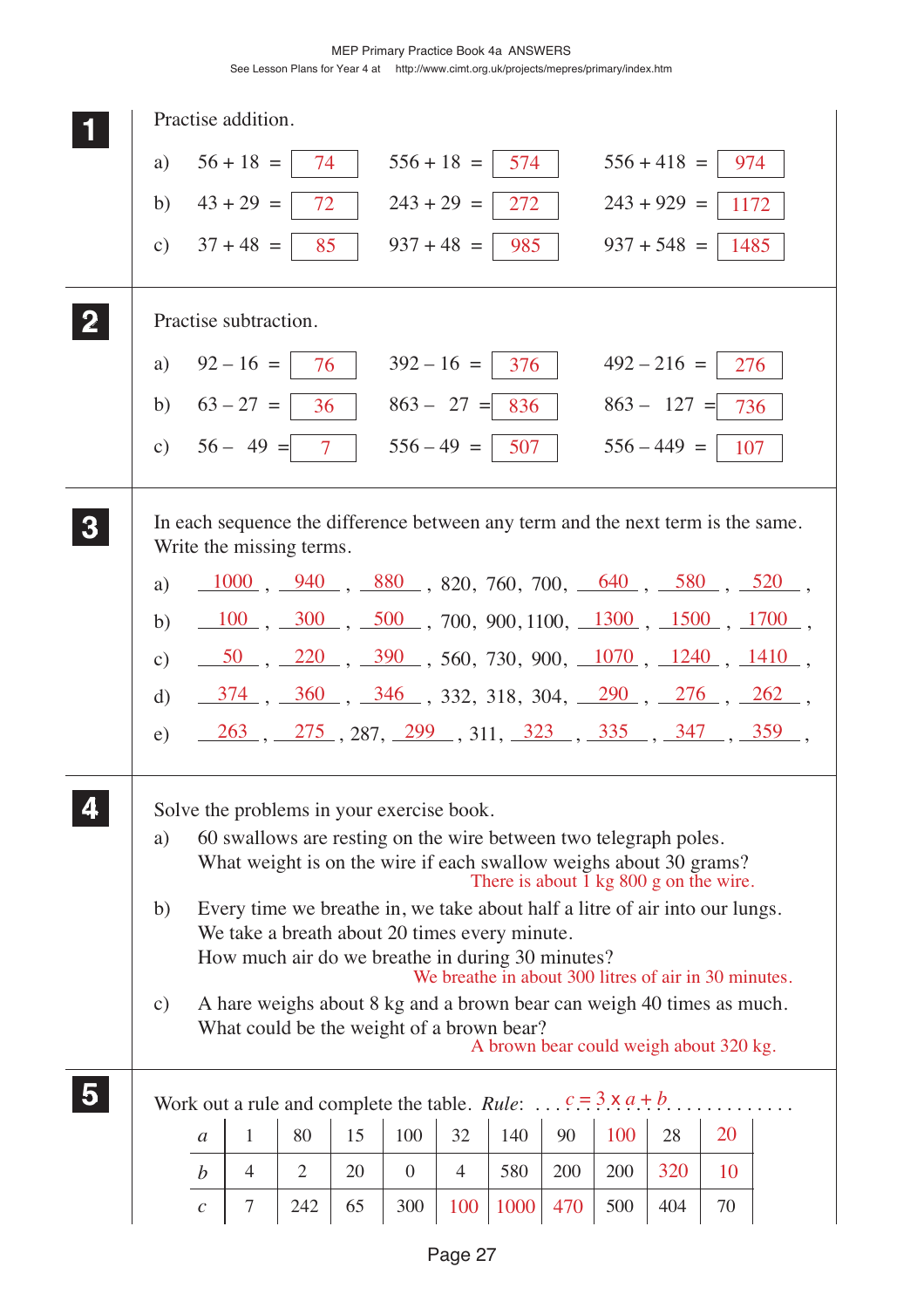**1** Practise addition.

a) $56 + 18 =$ 74 $556 + 18 =$ 574 $556 + 418 =$ 974

b) $43 + 29 =$ 72 $243 + 29 =$ 272 $243 + 929 =$ 1172

c) $37 + 48 =$ 85 $937 + 48 =$ 985 $937 + 548 =$ 1485

**2** Practise subtraction.

a) $92 - 16 =$ 76 $392 - 16 =$ 376 $492 - 216 =$ 276

b) $63 - 27 =$ 36 $863 - 27 =$ 836 $863 - 127 =$ 736

c) $56 - 49 =$ 7 $556 - 49 =$ 507 $556 - 449 =$ 107

**3** In each sequence the difference between any term and the next term is the same. Write the missing terms.

a) 1000, 940, 880, 820, 760, 700, 640, 580, 520,

b) 100, 300, 500, 700, 900, 1100, 1300, 1500, 1700,

c) 50, 220, 390, 560, 730, 900, 1070, 1240, 1410,

d) 374, 360, 346, 332, 318, 304, 290, 276, 262,

e) 263, 275, 287, 299, 311, 323, 335, 347, 359,

**4** Solve the problems in your exercise book.

a) 60 swallows are resting on the wire between two telegraph poles. What weight is on the wire if each swallow weighs about 30 grams?
There is about 1 kg 800 g on the wire.

b) Every time we breathe in, we take about half a litre of air into our lungs. We take a breath about 20 times every minute. How much air do we breathe in during 30 minutes?
We breathe in about 300 litres of air in 30 minutes.

c) A hare weighs about 8 kg and a brown bear can weigh 40 times as much. What could be the weight of a brown bear?
A brown bear could weigh about 320 kg.

**5** Work out a rule and complete the table. *Rule*: $c = 3 \times a + b$

| $a$ | 1 | 80 | 15 | 100 | 32 | 140 | 90 | 100 | 28 | 20 |
|---|---|---|---|---|---|---|---|---|---|---|
| $b$ | 4 | 2 | 20 | 0 | 4 | 580 | 200 | 200 | 320 | 10 |
| $c$ | 7 | 242 | 65 | 300 | 100 | 1000 | 470 | 500 | 404 | 70 |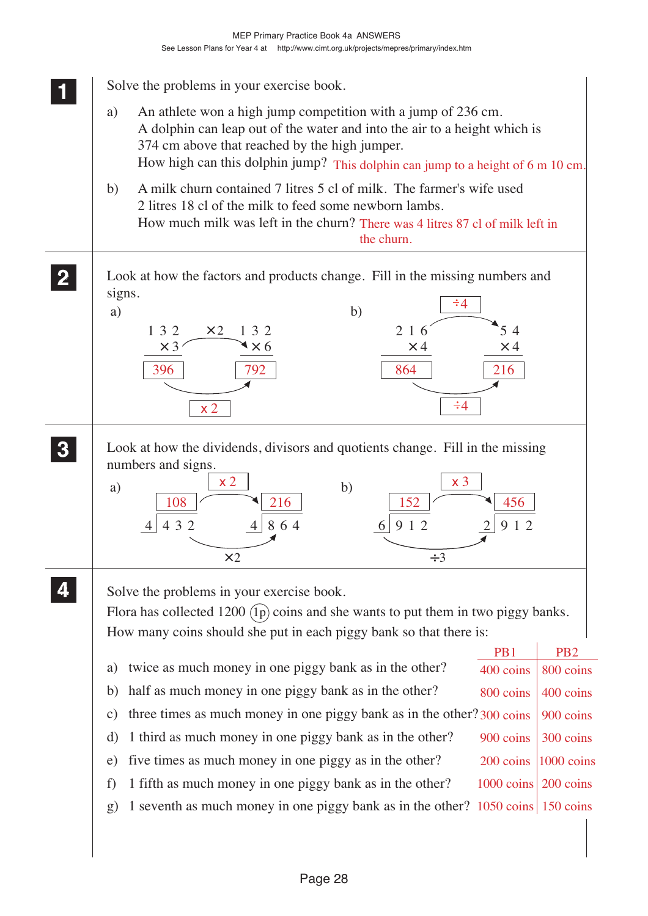## 1

Solve the problems in your exercise book.

a) An athlete won a high jump competition with a jump of 236 cm. A dolphin can leap out of the water and into the air to a height which is 374 cm above that reached by the high jumper. How high can this dolphin jump? This dolphin can jump to a height of 6 m 10 cm.

b) A milk churn contained 7 litres 5 cl of milk. The farmer's wife used 2 litres 18 cl of the milk to feed some newborn lambs. How much milk was left in the churn? There was 4 litres 87 cl of milk left in the churn.

## 2

Look at how the factors and products change. Fill in the missing numbers and signs.

a)

$132 \times 3 = 396$ $\xrightarrow{\times 2}$ $132 \times 6 = 792$

Factor: $3 \xrightarrow{\times 2} 6$; Product: $396 \xrightarrow{\times 2} 792$

b)

$216 \times 4 = 864$ $\xrightarrow{\div 4}$ $54 \times 4 = 216$

Factor: $216 \xrightarrow{\div 4} 54$; Product: $864 \xrightarrow{\div 4} 216$

## 3

Look at how the dividends, divisors and quotients change. Fill in the missing numbers and signs.

a)

$432 \div 4 = 108$ $\quad$ $864 \div 4 = 216$

Dividend: $432 \xrightarrow{\times 2} 864$; Quotient: $108 \xrightarrow{\times 2} 216$

b)

$912 \div 6 = 152$ $\quad$ $912 \div 2 = 456$

Divisor: $6 \xrightarrow{\div 3} 2$; Quotient: $152 \xrightarrow{\times 3} 456$

## 4

Solve the problems in your exercise book.

Flora has collected 1200 (1p) coins and she wants to put them in two piggy banks. How many coins should she put in each piggy bank so that there is:

| | PB1 | PB2 |
|---|---|---|
| a) twice as much money in one piggy bank as in the other? | 400 coins | 800 coins |
| b) half as much money in one piggy bank as in the other? | 800 coins | 400 coins |
| c) three times as much money in one piggy bank as in the other? | 300 coins | 900 coins |
| d) 1 third as much money in one piggy bank as in the other? | 900 coins | 300 coins |
| e) five times as much money in one piggy as in the other? | 200 coins | 1000 coins |
| f) 1 fifth as much money in one piggy bank as in the other? | 1000 coins | 200 coins |
| g) 1 seventh as much money in one piggy bank as in the other? | 1050 coins | 150 coins |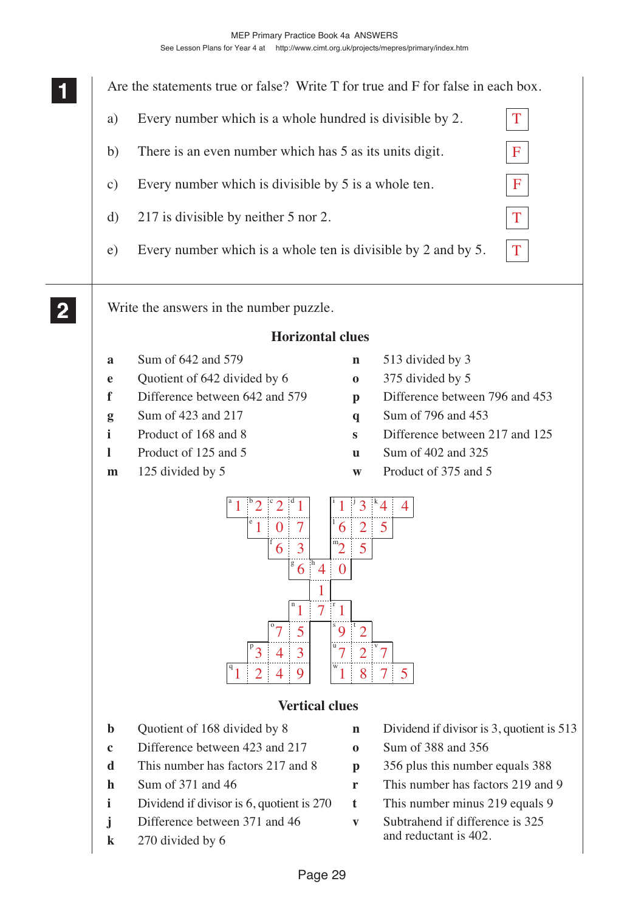**1** Are the statements true or false? Write T for true and F for false in each box.

a) Every number which is a whole hundred is divisible by 2. **T**

b) There is an even number which has 5 as its units digit. **F**

c) Every number which is divisible by 5 is a whole ten. **F**

d) 217 is divisible by neither 5 nor 2. **T**

e) Every number which is a whole ten is divisible by 2 and by 5. **T**

---

**2** Write the answers in the number puzzle.

### Horizontal clues

| | | | |
|---|---|---|---|
| **a** | Sum of 642 and 579 | **n** | 513 divided by 3 |
| **e** | Quotient of 642 divided by 6 | **o** | 375 divided by 5 |
| **f** | Difference between 642 and 579 | **p** | Difference between 796 and 453 |
| **g** | Sum of 423 and 217 | **q** | Sum of 796 and 453 |
| **i** | Product of 168 and 8 | **s** | Difference between 217 and 125 |
| **l** | Product of 125 and 5 | **u** | Sum of 402 and 325 |
| **m** | 125 divided by 5 | **w** | Product of 375 and 5 |

Puzzle answers:

- a: 1221; e: 107; f: 63; g: 640
- i: 1344; l: 625; m: 25
- n: 171; o: 75; p: 343; q: 1249
- s: 92; u: 727; w: 1875

### Vertical clues

| | | | |
|---|---|---|---|
| **b** | Quotient of 168 divided by 8 | **n** | Dividend if divisor is 3, quotient is 513 |
| **c** | Difference between 423 and 217 | **o** | Sum of 388 and 356 |
| **d** | This number has factors 217 and 8 | **p** | 356 plus this number equals 388 |
| **h** | Sum of 371 and 46 | **r** | This number has factors 219 and 9 |
| **i** | Dividend if divisor is 6, quotient is 270 | **t** | This number minus 219 equals 9 |
| **j** | Difference between 371 and 46 | **v** | Subtrahend if difference is 325 and reductant is 402. |
| **k** | 270 divided by 6 | | |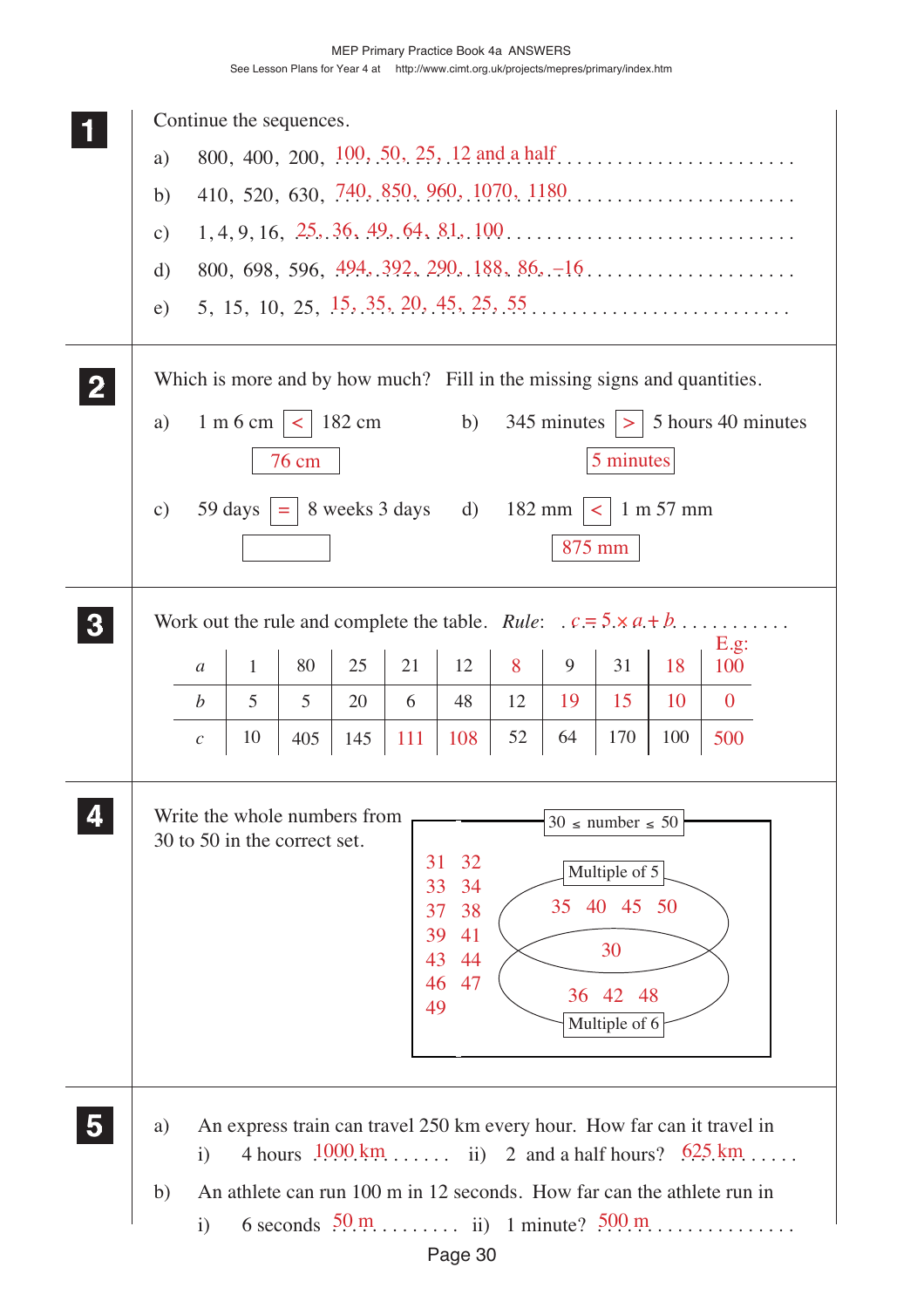MEP Primary Practice Book 4a ANSWERS

See Lesson Plans for Year 4 at http://www.cimt.org.uk/projects/mepres/primary/index.htm

**1** Continue the sequences.

a) 800, 400, 200, 100, 50, 25, 12 and a half

b) 410, 520, 630, 740, 850, 960, 1070, 1180

c) 1, 4, 9, 16, 25, 36, 49, 64, 81, 100

d) 800, 698, 596, 494, 392, 290, 188, 86, –16

e) 5, 15, 10, 25, 15, 35, 20, 45, 25, 55

**2** Which is more and by how much? Fill in the missing signs and quantities.

a) 1 m 6 cm [<] 182 cm — [76 cm]

b) 345 minutes [>] 5 hours 40 minutes — [5 minutes]

c) 59 days [=] 8 weeks 3 days — [ ]

d) 182 mm [<] 1 m 57 mm — [875 mm]

**3** Work out the rule and complete the table. *Rule*: $c = 5 \times a + b$

| | | | | | | | | | | E.g: |
|---|---|---|---|---|---|---|---|---|---|---|
| $a$ | 1 | 80 | 25 | 21 | 12 | 8 | 9 | 31 | 18 | 100 |
| $b$ | 5 | 5 | 20 | 6 | 48 | 12 | 19 | 15 | 10 | 0 |
| $c$ | 10 | 405 | 145 | 111 | 108 | 52 | 64 | 170 | 100 | 500 |

**4** Write the whole numbers from 30 to 50 in the correct set.

30 ≤ number ≤ 50

Outside both sets: 31 32 33 34 37 38 39 41 43 44 46 47 49

Multiple of 5 only: 35 40 45 50

Multiple of 5 and Multiple of 6: 30

Multiple of 6 only: 36 42 48

**5** a) An express train can travel 250 km every hour. How far can it travel in

i) 4 hours 1000 km ii) 2 and a half hours? 625 km

b) An athlete can run 100 m in 12 seconds. How far can the athlete run in

i) 6 seconds 50 m ii) 1 minute? 500 m